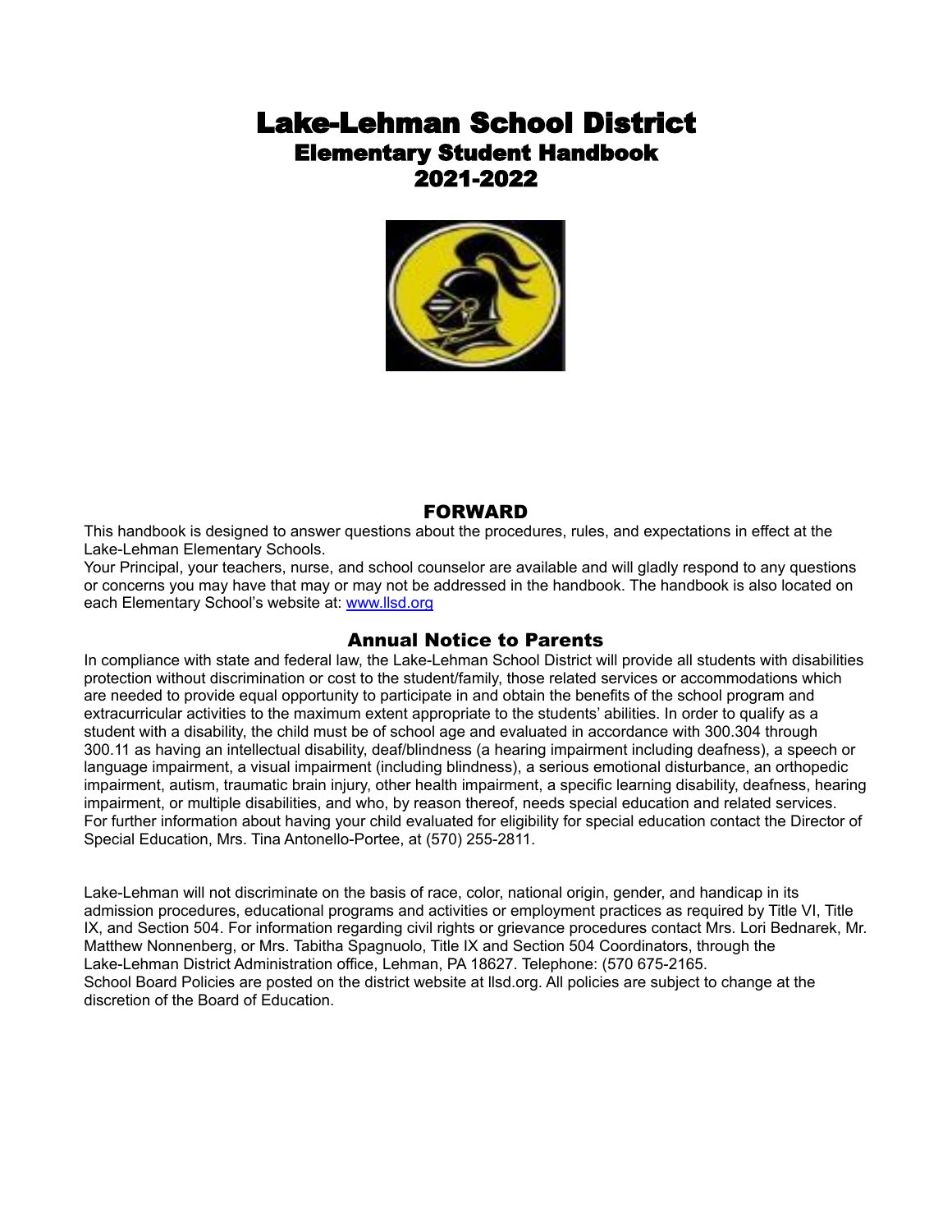# Lake-Lehman School District
## Elementary Student Handbook
## 2021-2022

## FORWARD

This handbook is designed to answer questions about the procedures, rules, and expectations in effect at the Lake-Lehman Elementary Schools.
Your Principal, your teachers, nurse, and school counselor are available and will gladly respond to any questions or concerns you may have that may or may not be addressed in the handbook. The handbook is also located on each Elementary School's website at: [www.llsd.org](www.llsd.org)

## Annual Notice to Parents

In compliance with state and federal law, the Lake-Lehman School District will provide all students with disabilities protection without discrimination or cost to the student/family, those related services or accommodations which are needed to provide equal opportunity to participate in and obtain the benefits of the school program and extracurricular activities to the maximum extent appropriate to the students' abilities. In order to qualify as a student with a disability, the child must be of school age and evaluated in accordance with 300.304 through 300.11 as having an intellectual disability, deaf/blindness (a hearing impairment including deafness), a speech or language impairment, a visual impairment (including blindness), a serious emotional disturbance, an orthopedic impairment, autism, traumatic brain injury, other health impairment, a specific learning disability, deafness, hearing impairment, or multiple disabilities, and who, by reason thereof, needs special education and related services. For further information about having your child evaluated for eligibility for special education contact the Director of Special Education, Mrs. Tina Antonello-Portee, at (570) 255-2811.

Lake-Lehman will not discriminate on the basis of race, color, national origin, gender, and handicap in its admission procedures, educational programs and activities or employment practices as required by Title VI, Title IX, and Section 504. For information regarding civil rights or grievance procedures contact Mrs. Lori Bednarek, Mr. Matthew Nonnenberg, or Mrs. Tabitha Spagnuolo, Title IX and Section 504 Coordinators, through the Lake-Lehman District Administration office, Lehman, PA 18627. Telephone: (570 675-2165.
School Board Policies are posted on the district website at llsd.org. All policies are subject to change at the discretion of the Board of Education.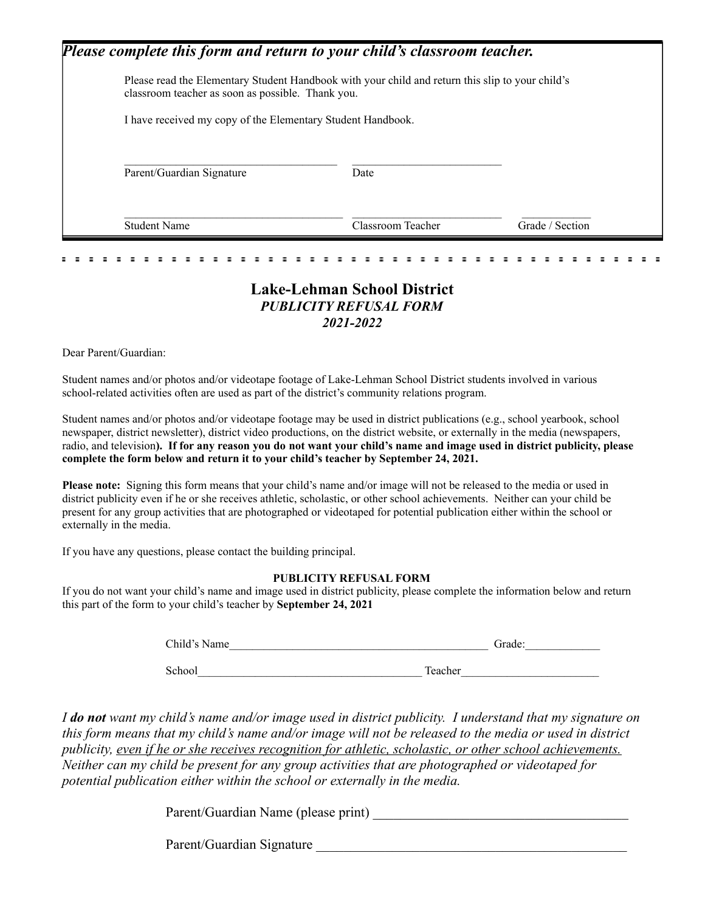***Please complete this form and return to your child's classroom teacher.***

Please read the Elementary Student Handbook with your child and return this slip to your child's classroom teacher as soon as possible. Thank you.

I have received my copy of the Elementary Student Handbook.

_____________________________________ ___________________________

Parent/Guardian Signature Date

_____________________________________ ___________________________ ____________

Student Name Classroom Teacher Grade / Section

---

# Lake-Lehman School District

## *PUBLICITY REFUSAL FORM*

## *2021-2022*

Dear Parent/Guardian:

Student names and/or photos and/or videotape footage of Lake-Lehman School District students involved in various school-related activities often are used as part of the district's community relations program.

Student names and/or photos and/or videotape footage may be used in district publications (e.g., school yearbook, school newspaper, district newsletter), district video productions, on the district website, or externally in the media (newspapers, radio, and television**). If for any reason you do not want your child's name and image used in district publicity, please complete the form below and return it to your child's teacher by September 24, 2021.**

**Please note:** Signing this form means that your child's name and/or image will not be released to the media or used in district publicity even if he or she receives athletic, scholastic, or other school achievements. Neither can your child be present for any group activities that are photographed or videotaped for potential publication either within the school or externally in the media.

If you have any questions, please contact the building principal.

**PUBLICITY REFUSAL FORM**

If you do not want your child's name and image used in district publicity, please complete the information below and return this part of the form to your child's teacher by **September 24, 2021**

Child's Name_______________________________________________ Grade:_____________

School_______________________________________ Teacher________________________

*I **do not** want my child's name and/or image used in district publicity. I understand that my signature on this form means that my child's name and/or image will not be released to the media or used in district publicity, <u>even if he or she receives recognition for athletic, scholastic, or other school achievements.</u> Neither can my child be present for any group activities that are photographed or videotaped for potential publication either within the school or externally in the media.*

Parent/Guardian Name (please print) _____________________________________

Parent/Guardian Signature _____________________________________________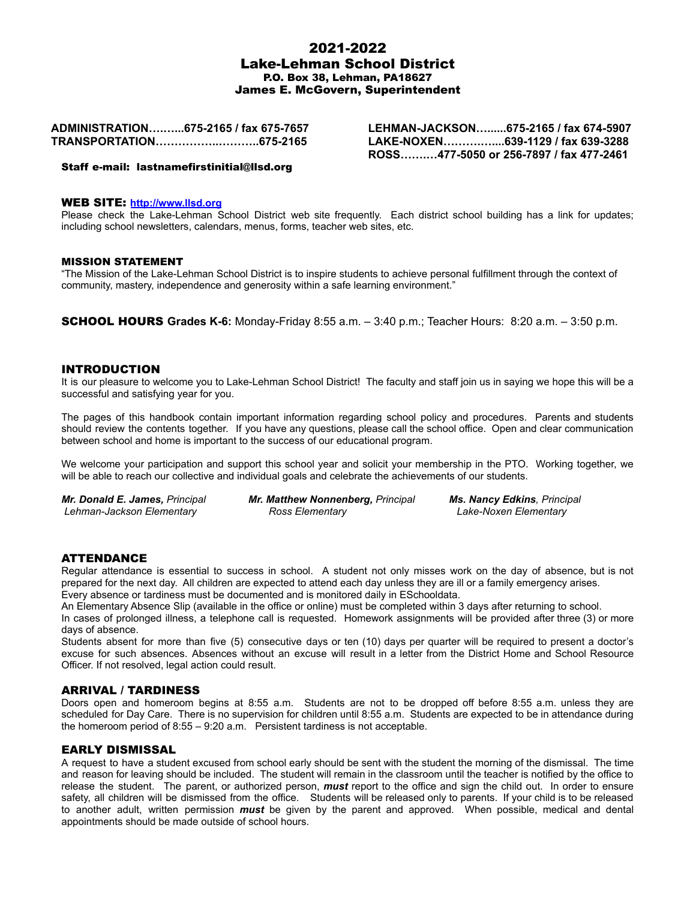# 2021-2022
# Lake-Lehman School District
**P.O. Box 38, Lehman, PA18627**
**James E. McGovern, Superintendent**

**ADMINISTRATION……....675-2165 / fax 675-7657**
**TRANSPORTATION…………….……….675-2165**

**LEHMAN-JACKSON….....675-2165 / fax 674-5907**
**LAKE-NOXEN…………....639-1129 / fax 639-3288**
**ROSS……..477-5050 or 256-7897 / fax 477-2461**

**Staff e-mail: lastnamefirstinitial@llsd.org**

## WEB SITE: http://www.llsd.org

Please check the Lake-Lehman School District web site frequently. Each district school building has a link for updates; including school newsletters, calendars, menus, forms, teacher web sites, etc.

## MISSION STATEMENT

"The Mission of the Lake-Lehman School District is to inspire students to achieve personal fulfillment through the context of community, mastery, independence and generosity within a safe learning environment."

## SCHOOL HOURS Grades K-6:

Monday-Friday 8:55 a.m. – 3:40 p.m.; Teacher Hours: 8:20 a.m. – 3:50 p.m.

## INTRODUCTION

It is our pleasure to welcome you to Lake-Lehman School District! The faculty and staff join us in saying we hope this will be a successful and satisfying year for you.

The pages of this handbook contain important information regarding school policy and procedures. Parents and students should review the contents together. If you have any questions, please call the school office. Open and clear communication between school and home is important to the success of our educational program.

We welcome your participation and support this school year and solicit your membership in the PTO. Working together, we will be able to reach our collective and individual goals and celebrate the achievements of our students.

***Mr. Donald E. James,*** *Principal*
*Lehman-Jackson Elementary*

***Mr. Matthew Nonnenberg,*** *Principal*
*Ross Elementary*

***Ms. Nancy Edkins****, Principal*
*Lake-Noxen Elementary*

## ATTENDANCE

Regular attendance is essential to success in school. A student not only misses work on the day of absence, but is not prepared for the next day. All children are expected to attend each day unless they are ill or a family emergency arises.
Every absence or tardiness must be documented and is monitored daily in ESchooldata.
An Elementary Absence Slip (available in the office or online) must be completed within 3 days after returning to school.
In cases of prolonged illness, a telephone call is requested. Homework assignments will be provided after three (3) or more days of absence.
Students absent for more than five (5) consecutive days or ten (10) days per quarter will be required to present a doctor's excuse for such absences. Absences without an excuse will result in a letter from the District Home and School Resource Officer. If not resolved, legal action could result.

## ARRIVAL / TARDINESS

Doors open and homeroom begins at 8:55 a.m. Students are not to be dropped off before 8:55 a.m. unless they are scheduled for Day Care. There is no supervision for children until 8:55 a.m. Students are expected to be in attendance during the homeroom period of 8:55 – 9:20 a.m. Persistent tardiness is not acceptable.

## EARLY DISMISSAL

A request to have a student excused from school early should be sent with the student the morning of the dismissal. The time and reason for leaving should be included. The student will remain in the classroom until the teacher is notified by the office to release the student. The parent, or authorized person, ***must*** report to the office and sign the child out. In order to ensure safety, all children will be dismissed from the office. Students will be released only to parents. If your child is to be released to another adult, written permission ***must*** be given by the parent and approved. When possible, medical and dental appointments should be made outside of school hours.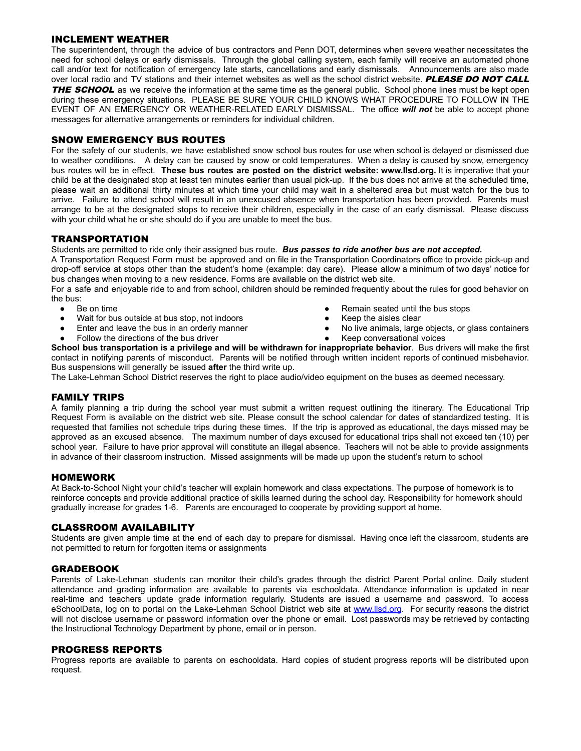## INCLEMENT WEATHER

The superintendent, through the advice of bus contractors and Penn DOT, determines when severe weather necessitates the need for school delays or early dismissals. Through the global calling system, each family will receive an automated phone call and/or text for notification of emergency late starts, cancellations and early dismissals. Announcements are also made over local radio and TV stations and their internet websites as well as the school district website. ***PLEASE DO NOT CALL THE SCHOOL*** as we receive the information at the same time as the general public. School phone lines must be kept open during these emergency situations. PLEASE BE SURE YOUR CHILD KNOWS WHAT PROCEDURE TO FOLLOW IN THE EVENT OF AN EMERGENCY OR WEATHER-RELATED EARLY DISMISSAL. The office ***will not*** be able to accept phone messages for alternative arrangements or reminders for individual children.

## SNOW EMERGENCY BUS ROUTES

For the safety of our students, we have established snow school bus routes for use when school is delayed or dismissed due to weather conditions. A delay can be caused by snow or cold temperatures. When a delay is caused by snow, emergency bus routes will be in effect. **These bus routes are posted on the district website: www.llsd.org.** It is imperative that your child be at the designated stop at least ten minutes earlier than usual pick-up. If the bus does not arrive at the scheduled time, please wait an additional thirty minutes at which time your child may wait in a sheltered area but must watch for the bus to arrive. Failure to attend school will result in an unexcused absence when transportation has been provided. Parents must arrange to be at the designated stops to receive their children, especially in the case of an early dismissal. Please discuss with your child what he or she should do if you are unable to meet the bus.

## TRANSPORTATION

Students are permitted to ride only their assigned bus route. ***Bus passes to ride another bus are not accepted.***

A Transportation Request Form must be approved and on file in the Transportation Coordinators office to provide pick-up and drop-off service at stops other than the student's home (example: day care). Please allow a minimum of two days' notice for bus changes when moving to a new residence. Forms are available on the district web site.

For a safe and enjoyable ride to and from school, children should be reminded frequently about the rules for good behavior on the bus:

- Be on time
- Wait for bus outside at bus stop, not indoors
- Enter and leave the bus in an orderly manner
- Follow the directions of the bus driver
- Remain seated until the bus stops
- Keep the aisles clear
- No live animals, large objects, or glass containers
- Keep conversational voices

**School bus transportation is a privilege and will be withdrawn for inappropriate behavior**. Bus drivers will make the first contact in notifying parents of misconduct. Parents will be notified through written incident reports of continued misbehavior. Bus suspensions will generally be issued **after** the third write up.

The Lake-Lehman School District reserves the right to place audio/video equipment on the buses as deemed necessary.

## FAMILY TRIPS

A family planning a trip during the school year must submit a written request outlining the itinerary. The Educational Trip Request Form is available on the district web site. Please consult the school calendar for dates of standardized testing. It is requested that families not schedule trips during these times. If the trip is approved as educational, the days missed may be approved as an excused absence. The maximum number of days excused for educational trips shall not exceed ten (10) per school year. Failure to have prior approval will constitute an illegal absence. Teachers will not be able to provide assignments in advance of their classroom instruction. Missed assignments will be made up upon the student's return to school

## HOMEWORK

At Back-to-School Night your child's teacher will explain homework and class expectations. The purpose of homework is to reinforce concepts and provide additional practice of skills learned during the school day. Responsibility for homework should gradually increase for grades 1-6. Parents are encouraged to cooperate by providing support at home.

## CLASSROOM AVAILABILITY

Students are given ample time at the end of each day to prepare for dismissal. Having once left the classroom, students are not permitted to return for forgotten items or assignments

## GRADEBOOK

Parents of Lake-Lehman students can monitor their child's grades through the district Parent Portal online. Daily student attendance and grading information are available to parents via eschooldata. Attendance information is updated in near real-time and teachers update grade information regularly. Students are issued a username and password. To access eSchoolData, log on to portal on the Lake-Lehman School District web site at www.llsd.org. For security reasons the district will not disclose username or password information over the phone or email. Lost passwords may be retrieved by contacting the Instructional Technology Department by phone, email or in person.

## PROGRESS REPORTS

Progress reports are available to parents on eschooldata. Hard copies of student progress reports will be distributed upon request.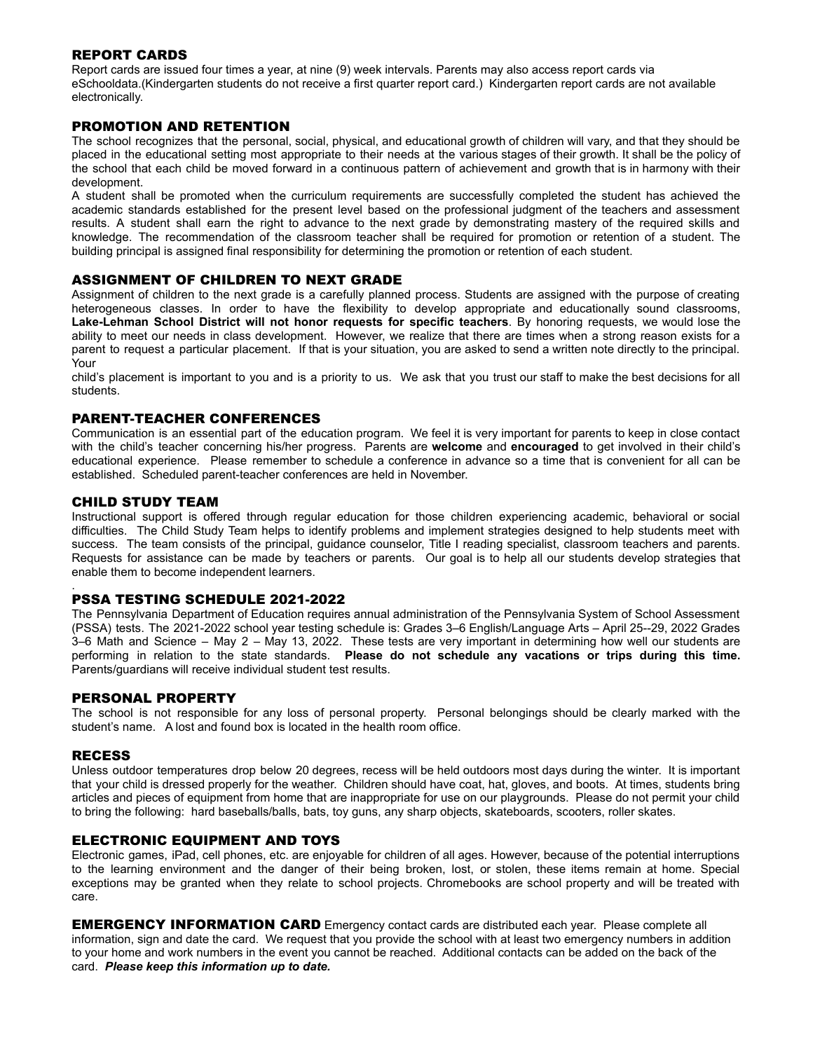## REPORT CARDS

Report cards are issued four times a year, at nine (9) week intervals. Parents may also access report cards via eSchooldata.(Kindergarten students do not receive a first quarter report card.) Kindergarten report cards are not available electronically.

## PROMOTION AND RETENTION

The school recognizes that the personal, social, physical, and educational growth of children will vary, and that they should be placed in the educational setting most appropriate to their needs at the various stages of their growth. It shall be the policy of the school that each child be moved forward in a continuous pattern of achievement and growth that is in harmony with their development.

A student shall be promoted when the curriculum requirements are successfully completed the student has achieved the academic standards established for the present level based on the professional judgment of the teachers and assessment results. A student shall earn the right to advance to the next grade by demonstrating mastery of the required skills and knowledge. The recommendation of the classroom teacher shall be required for promotion or retention of a student. The building principal is assigned final responsibility for determining the promotion or retention of each student.

## ASSIGNMENT OF CHILDREN TO NEXT GRADE

Assignment of children to the next grade is a carefully planned process. Students are assigned with the purpose of creating heterogeneous classes. In order to have the flexibility to develop appropriate and educationally sound classrooms, **Lake-Lehman School District will not honor requests for specific teachers**. By honoring requests, we would lose the ability to meet our needs in class development. However, we realize that there are times when a strong reason exists for a parent to request a particular placement. If that is your situation, you are asked to send a written note directly to the principal. Your

child's placement is important to you and is a priority to us. We ask that you trust our staff to make the best decisions for all students.

## PARENT-TEACHER CONFERENCES

Communication is an essential part of the education program. We feel it is very important for parents to keep in close contact with the child's teacher concerning his/her progress. Parents are **welcome** and **encouraged** to get involved in their child's educational experience. Please remember to schedule a conference in advance so a time that is convenient for all can be established. Scheduled parent-teacher conferences are held in November.

## CHILD STUDY TEAM

Instructional support is offered through regular education for those children experiencing academic, behavioral or social difficulties. The Child Study Team helps to identify problems and implement strategies designed to help students meet with success. The team consists of the principal, guidance counselor, Title I reading specialist, classroom teachers and parents. Requests for assistance can be made by teachers or parents. Our goal is to help all our students develop strategies that enable them to become independent learners.

.

## PSSA TESTING SCHEDULE 2021-2022

The Pennsylvania Department of Education requires annual administration of the Pennsylvania System of School Assessment (PSSA) tests. The 2021-2022 school year testing schedule is: Grades 3–6 English/Language Arts – April 25--29, 2022 Grades 3–6 Math and Science – May 2 – May 13, 2022. These tests are very important in determining how well our students are performing in relation to the state standards. **Please do not schedule any vacations or trips during this time.** Parents/guardians will receive individual student test results.

## PERSONAL PROPERTY

The school is not responsible for any loss of personal property. Personal belongings should be clearly marked with the student's name. A lost and found box is located in the health room office.

## RECESS

Unless outdoor temperatures drop below 20 degrees, recess will be held outdoors most days during the winter. It is important that your child is dressed properly for the weather. Children should have coat, hat, gloves, and boots. At times, students bring articles and pieces of equipment from home that are inappropriate for use on our playgrounds. Please do not permit your child to bring the following: hard baseballs/balls, bats, toy guns, any sharp objects, skateboards, scooters, roller skates.

## ELECTRONIC EQUIPMENT AND TOYS

Electronic games, iPad, cell phones, etc. are enjoyable for children of all ages. However, because of the potential interruptions to the learning environment and the danger of their being broken, lost, or stolen, these items remain at home. Special exceptions may be granted when they relate to school projects. Chromebooks are school property and will be treated with care.

**EMERGENCY INFORMATION CARD** Emergency contact cards are distributed each year. Please complete all information, sign and date the card. We request that you provide the school with at least two emergency numbers in addition to your home and work numbers in the event you cannot be reached. Additional contacts can be added on the back of the card. ***Please keep this information up to date.***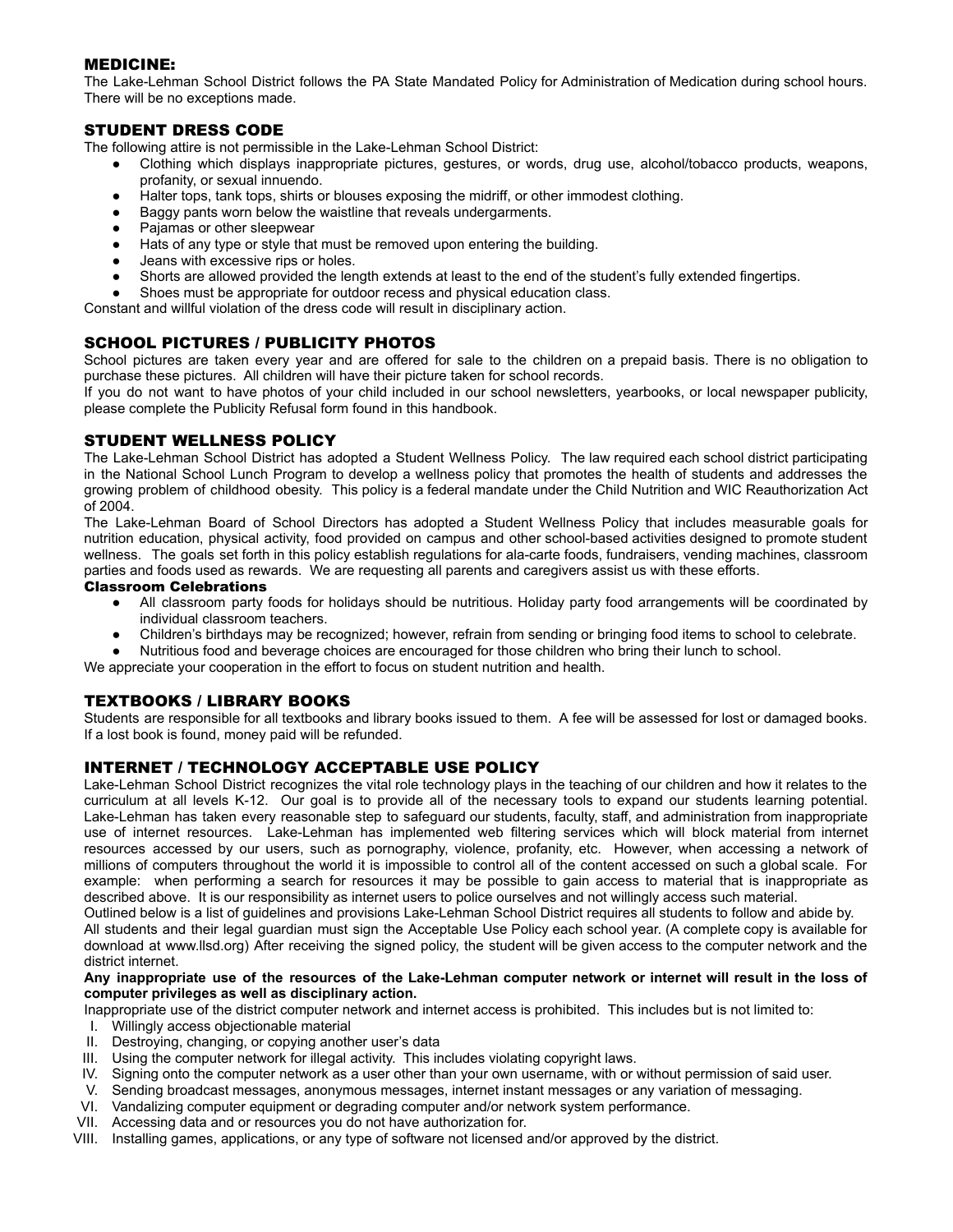## MEDICINE:

The Lake-Lehman School District follows the PA State Mandated Policy for Administration of Medication during school hours. There will be no exceptions made.

## STUDENT DRESS CODE

The following attire is not permissible in the Lake-Lehman School District:

- Clothing which displays inappropriate pictures, gestures, or words, drug use, alcohol/tobacco products, weapons, profanity, or sexual innuendo.
- Halter tops, tank tops, shirts or blouses exposing the midriff, or other immodest clothing.
- Baggy pants worn below the waistline that reveals undergarments.
- Pajamas or other sleepwear
- Hats of any type or style that must be removed upon entering the building.
- Jeans with excessive rips or holes.
- Shorts are allowed provided the length extends at least to the end of the student's fully extended fingertips.
- Shoes must be appropriate for outdoor recess and physical education class.

Constant and willful violation of the dress code will result in disciplinary action.

## SCHOOL PICTURES / PUBLICITY PHOTOS

School pictures are taken every year and are offered for sale to the children on a prepaid basis. There is no obligation to purchase these pictures. All children will have their picture taken for school records.

If you do not want to have photos of your child included in our school newsletters, yearbooks, or local newspaper publicity, please complete the Publicity Refusal form found in this handbook.

## STUDENT WELLNESS POLICY

The Lake-Lehman School District has adopted a Student Wellness Policy. The law required each school district participating in the National School Lunch Program to develop a wellness policy that promotes the health of students and addresses the growing problem of childhood obesity. This policy is a federal mandate under the Child Nutrition and WIC Reauthorization Act of 2004.

The Lake-Lehman Board of School Directors has adopted a Student Wellness Policy that includes measurable goals for nutrition education, physical activity, food provided on campus and other school-based activities designed to promote student wellness. The goals set forth in this policy establish regulations for ala-carte foods, fundraisers, vending machines, classroom parties and foods used as rewards. We are requesting all parents and caregivers assist us with these efforts.

### Classroom Celebrations

- All classroom party foods for holidays should be nutritious. Holiday party food arrangements will be coordinated by individual classroom teachers.
- Children's birthdays may be recognized; however, refrain from sending or bringing food items to school to celebrate.
- Nutritious food and beverage choices are encouraged for those children who bring their lunch to school.

We appreciate your cooperation in the effort to focus on student nutrition and health.

## TEXTBOOKS / LIBRARY BOOKS

Students are responsible for all textbooks and library books issued to them. A fee will be assessed for lost or damaged books. If a lost book is found, money paid will be refunded.

## INTERNET / TECHNOLOGY ACCEPTABLE USE POLICY

Lake-Lehman School District recognizes the vital role technology plays in the teaching of our children and how it relates to the curriculum at all levels K-12. Our goal is to provide all of the necessary tools to expand our students learning potential. Lake-Lehman has taken every reasonable step to safeguard our students, faculty, staff, and administration from inappropriate use of internet resources. Lake-Lehman has implemented web filtering services which will block material from internet resources accessed by our users, such as pornography, violence, profanity, etc. However, when accessing a network of millions of computers throughout the world it is impossible to control all of the content accessed on such a global scale. For example: when performing a search for resources it may be possible to gain access to material that is inappropriate as described above. It is our responsibility as internet users to police ourselves and not willingly access such material.

Outlined below is a list of guidelines and provisions Lake-Lehman School District requires all students to follow and abide by.

All students and their legal guardian must sign the Acceptable Use Policy each school year. (A complete copy is available for download at www.llsd.org) After receiving the signed policy, the student will be given access to the computer network and the district internet.

**Any inappropriate use of the resources of the Lake-Lehman computer network or internet will result in the loss of computer privileges as well as disciplinary action.**

Inappropriate use of the district computer network and internet access is prohibited. This includes but is not limited to:

I. Willingly access objectionable material
II. Destroying, changing, or copying another user's data
III. Using the computer network for illegal activity. This includes violating copyright laws.
IV. Signing onto the computer network as a user other than your own username, with or without permission of said user.
V. Sending broadcast messages, anonymous messages, internet instant messages or any variation of messaging.
VI. Vandalizing computer equipment or degrading computer and/or network system performance.
VII. Accessing data and or resources you do not have authorization for.
VIII. Installing games, applications, or any type of software not licensed and/or approved by the district.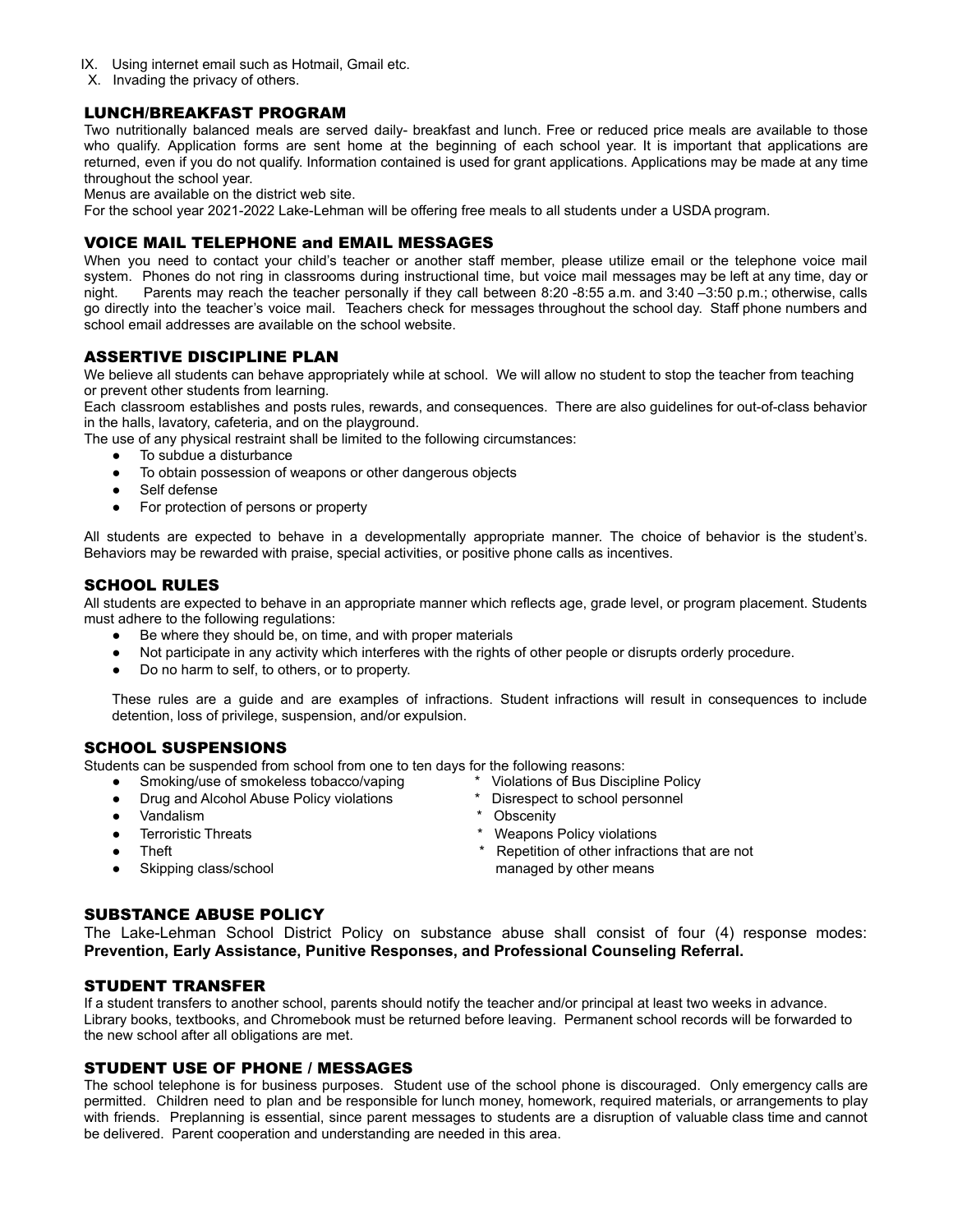IX. Using internet email such as Hotmail, Gmail etc.
X. Invading the privacy of others.

## LUNCH/BREAKFAST PROGRAM

Two nutritionally balanced meals are served daily- breakfast and lunch. Free or reduced price meals are available to those who qualify. Application forms are sent home at the beginning of each school year. It is important that applications are returned, even if you do not qualify. Information contained is used for grant applications. Applications may be made at any time throughout the school year.

Menus are available on the district web site.

For the school year 2021-2022 Lake-Lehman will be offering free meals to all students under a USDA program.

## VOICE MAIL TELEPHONE and EMAIL MESSAGES

When you need to contact your child's teacher or another staff member, please utilize email or the telephone voice mail system. Phones do not ring in classrooms during instructional time, but voice mail messages may be left at any time, day or night. Parents may reach the teacher personally if they call between 8:20 -8:55 a.m. and 3:40 –3:50 p.m.; otherwise, calls go directly into the teacher's voice mail. Teachers check for messages throughout the school day. Staff phone numbers and school email addresses are available on the school website.

## ASSERTIVE DISCIPLINE PLAN

We believe all students can behave appropriately while at school. We will allow no student to stop the teacher from teaching or prevent other students from learning.

Each classroom establishes and posts rules, rewards, and consequences. There are also guidelines for out-of-class behavior in the halls, lavatory, cafeteria, and on the playground.

The use of any physical restraint shall be limited to the following circumstances:

- To subdue a disturbance
- To obtain possession of weapons or other dangerous objects
- Self defense
- For protection of persons or property

All students are expected to behave in a developmentally appropriate manner. The choice of behavior is the student's. Behaviors may be rewarded with praise, special activities, or positive phone calls as incentives.

## SCHOOL RULES

All students are expected to behave in an appropriate manner which reflects age, grade level, or program placement. Students must adhere to the following regulations:

- Be where they should be, on time, and with proper materials
- Not participate in any activity which interferes with the rights of other people or disrupts orderly procedure.
- Do no harm to self, to others, or to property.

These rules are a guide and are examples of infractions. Student infractions will result in consequences to include detention, loss of privilege, suspension, and/or expulsion.

## SCHOOL SUSPENSIONS

Students can be suspended from school from one to ten days for the following reasons:

- Smoking/use of smokeless tobacco/vaping
- Drug and Alcohol Abuse Policy violations
- Vandalism
- Terroristic Threats
- Theft
- Skipping class/school

* Violations of Bus Discipline Policy
* Disrespect to school personnel
* Obscenity
* Weapons Policy violations
* Repetition of other infractions that are not managed by other means

## SUBSTANCE ABUSE POLICY

The Lake-Lehman School District Policy on substance abuse shall consist of four (4) response modes: **Prevention, Early Assistance, Punitive Responses, and Professional Counseling Referral.**

## STUDENT TRANSFER

If a student transfers to another school, parents should notify the teacher and/or principal at least two weeks in advance. Library books, textbooks, and Chromebook must be returned before leaving. Permanent school records will be forwarded to the new school after all obligations are met.

## STUDENT USE OF PHONE / MESSAGES

The school telephone is for business purposes. Student use of the school phone is discouraged. Only emergency calls are permitted. Children need to plan and be responsible for lunch money, homework, required materials, or arrangements to play with friends. Preplanning is essential, since parent messages to students are a disruption of valuable class time and cannot be delivered. Parent cooperation and understanding are needed in this area.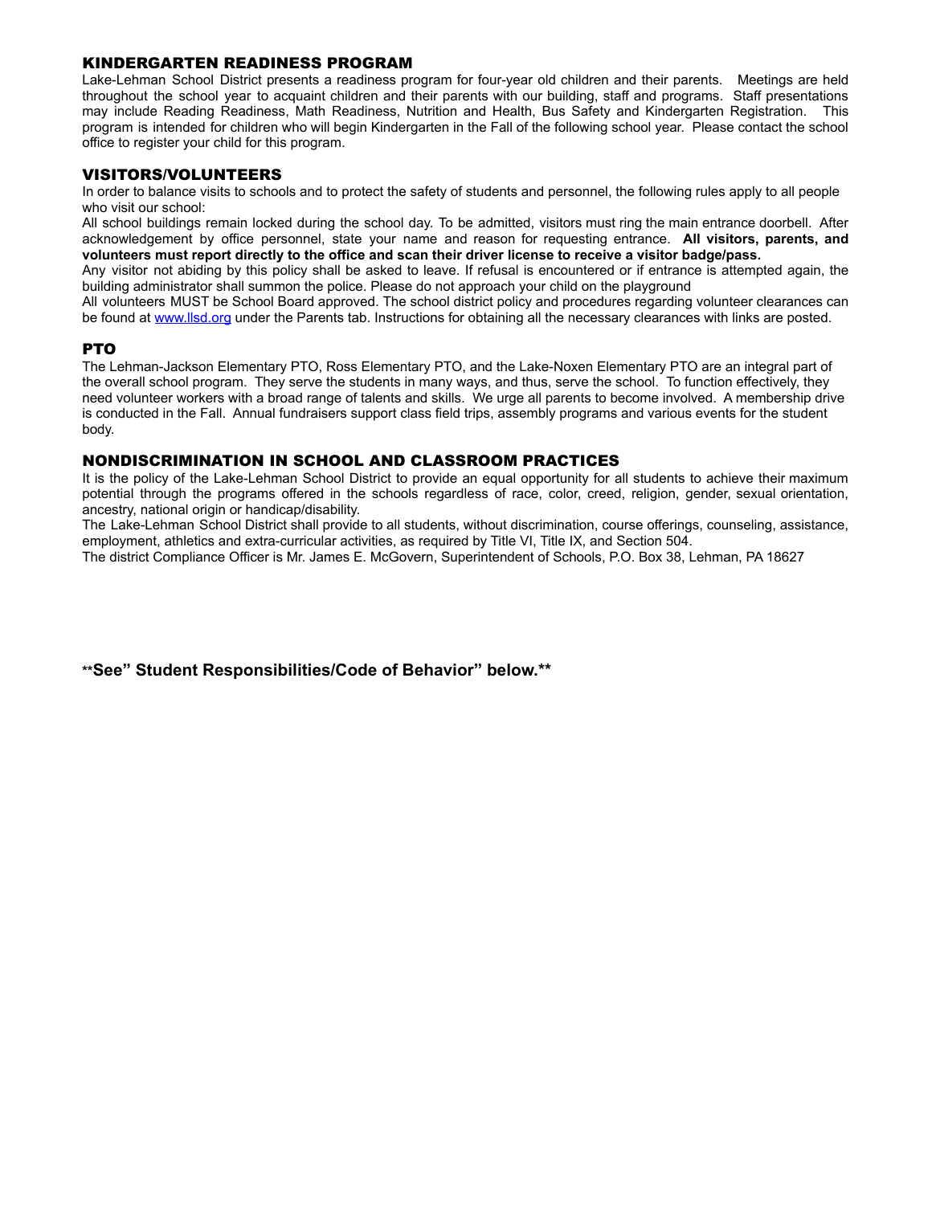## KINDERGARTEN READINESS PROGRAM

Lake-Lehman School District presents a readiness program for four-year old children and their parents. Meetings are held throughout the school year to acquaint children and their parents with our building, staff and programs. Staff presentations may include Reading Readiness, Math Readiness, Nutrition and Health, Bus Safety and Kindergarten Registration. This program is intended for children who will begin Kindergarten in the Fall of the following school year. Please contact the school office to register your child for this program.

## VISITORS/VOLUNTEERS

In order to balance visits to schools and to protect the safety of students and personnel, the following rules apply to all people who visit our school:

All school buildings remain locked during the school day. To be admitted, visitors must ring the main entrance doorbell. After acknowledgement by office personnel, state your name and reason for requesting entrance. **All visitors, parents, and volunteers must report directly to the office and scan their driver license to receive a visitor badge/pass.**

Any visitor not abiding by this policy shall be asked to leave. If refusal is encountered or if entrance is attempted again, the building administrator shall summon the police. Please do not approach your child on the playground

All volunteers MUST be School Board approved. The school district policy and procedures regarding volunteer clearances can be found at [www.llsd.org](http://www.llsd.org) under the Parents tab. Instructions for obtaining all the necessary clearances with links are posted.

## PTO

The Lehman-Jackson Elementary PTO, Ross Elementary PTO, and the Lake-Noxen Elementary PTO are an integral part of the overall school program. They serve the students in many ways, and thus, serve the school. To function effectively, they need volunteer workers with a broad range of talents and skills. We urge all parents to become involved. A membership drive is conducted in the Fall. Annual fundraisers support class field trips, assembly programs and various events for the student body.

## NONDISCRIMINATION IN SCHOOL AND CLASSROOM PRACTICES

It is the policy of the Lake-Lehman School District to provide an equal opportunity for all students to achieve their maximum potential through the programs offered in the schools regardless of race, color, creed, religion, gender, sexual orientation, ancestry, national origin or handicap/disability.

The Lake-Lehman School District shall provide to all students, without discrimination, course offerings, counseling, assistance, employment, athletics and extra-curricular activities, as required by Title VI, Title IX, and Section 504.

The district Compliance Officer is Mr. James E. McGovern, Superintendent of Schools, P.O. Box 38, Lehman, PA 18627

**\*\*See" Student Responsibilities/Code of Behavior" below.\*\***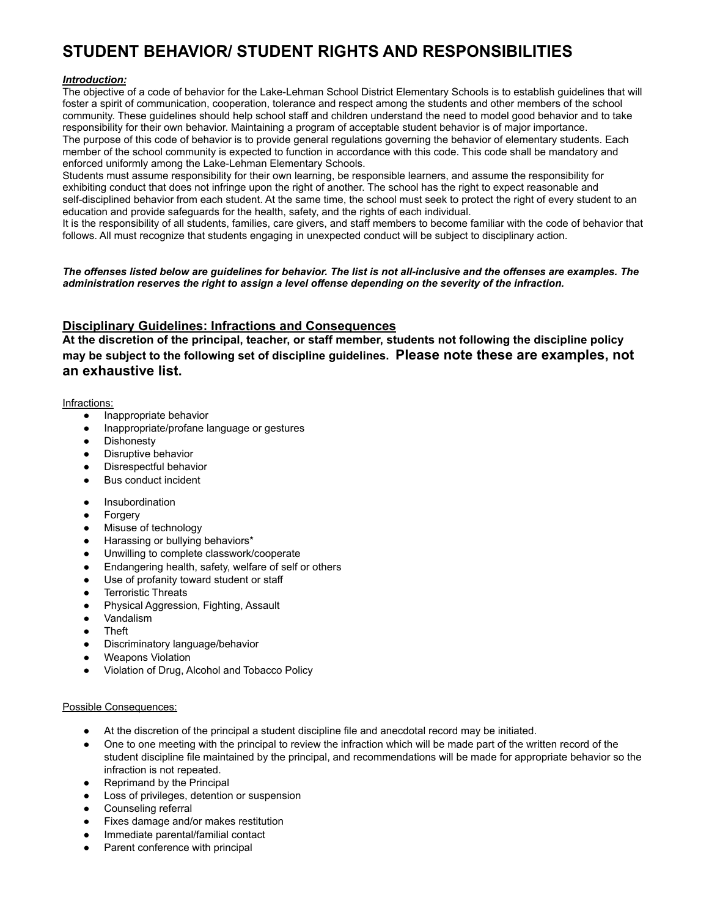# STUDENT BEHAVIOR/ STUDENT RIGHTS AND RESPONSIBILITIES

***Introduction:***

The objective of a code of behavior for the Lake-Lehman School District Elementary Schools is to establish guidelines that will foster a spirit of communication, cooperation, tolerance and respect among the students and other members of the school community. These guidelines should help school staff and children understand the need to model good behavior and to take responsibility for their own behavior. Maintaining a program of acceptable student behavior is of major importance.

The purpose of this code of behavior is to provide general regulations governing the behavior of elementary students. Each member of the school community is expected to function in accordance with this code. This code shall be mandatory and enforced uniformly among the Lake-Lehman Elementary Schools.

Students must assume responsibility for their own learning, be responsible learners, and assume the responsibility for exhibiting conduct that does not infringe upon the right of another. The school has the right to expect reasonable and self-disciplined behavior from each student. At the same time, the school must seek to protect the right of every student to an education and provide safeguards for the health, safety, and the rights of each individual.

It is the responsibility of all students, families, care givers, and staff members to become familiar with the code of behavior that follows. All must recognize that students engaging in unexpected conduct will be subject to disciplinary action.

***The offenses listed below are guidelines for behavior. The list is not all-inclusive and the offenses are examples. The administration reserves the right to assign a level offense depending on the severity of the infraction.***

## Disciplinary Guidelines: Infractions and Consequences

**At the discretion of the principal, teacher, or staff member, students not following the discipline policy may be subject to the following set of discipline guidelines. Please note these are examples, not an exhaustive list.**

Infractions:

- Inappropriate behavior
- Inappropriate/profane language or gestures
- Dishonesty
- Disruptive behavior
- Disrespectful behavior
- Bus conduct incident
- Insubordination
- Forgery
- Misuse of technology
- Harassing or bullying behaviors*
- Unwilling to complete classwork/cooperate
- Endangering health, safety, welfare of self or others
- Use of profanity toward student or staff
- Terroristic Threats
- Physical Aggression, Fighting, Assault
- Vandalism
- Theft
- Discriminatory language/behavior
- Weapons Violation
- Violation of Drug, Alcohol and Tobacco Policy

Possible Consequences:

- At the discretion of the principal a student discipline file and anecdotal record may be initiated.
- One to one meeting with the principal to review the infraction which will be made part of the written record of the student discipline file maintained by the principal, and recommendations will be made for appropriate behavior so the infraction is not repeated.
- Reprimand by the Principal
- Loss of privileges, detention or suspension
- Counseling referral
- Fixes damage and/or makes restitution
- Immediate parental/familial contact
- Parent conference with principal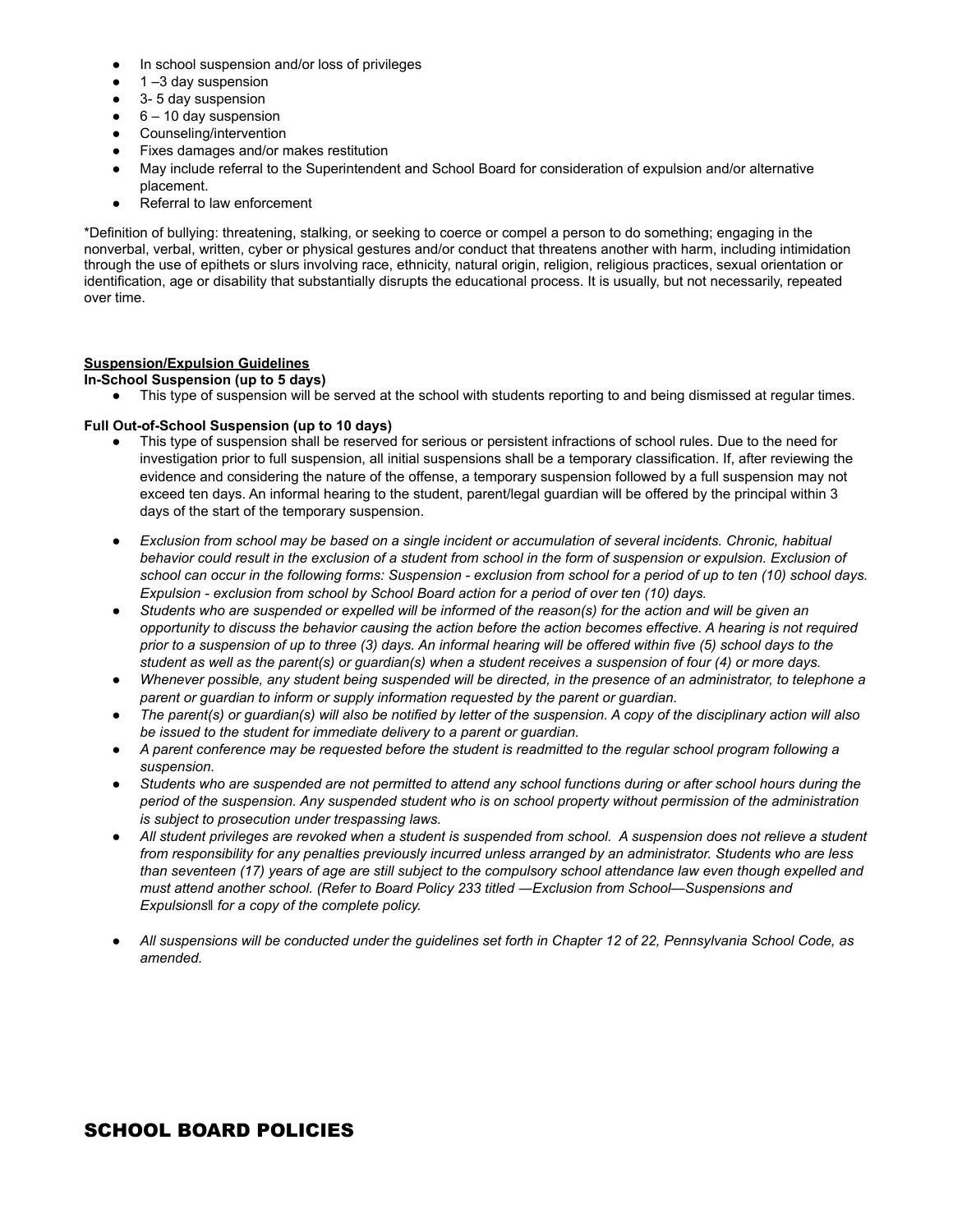- In school suspension and/or loss of privileges
- 1 –3 day suspension
- 3- 5 day suspension
- 6 – 10 day suspension
- Counseling/intervention
- Fixes damages and/or makes restitution
- May include referral to the Superintendent and School Board for consideration of expulsion and/or alternative placement.
- Referral to law enforcement

*Definition of bullying: threatening, stalking, or seeking to coerce or compel a person to do something; engaging in the nonverbal, verbal, written, cyber or physical gestures and/or conduct that threatens another with harm, including intimidation through the use of epithets or slurs involving race, ethnicity, natural origin, religion, religious practices, sexual orientation or identification, age or disability that substantially disrupts the educational process. It is usually, but not necessarily, repeated over time.

**Suspension/Expulsion Guidelines**

**In-School Suspension (up to 5 days)**

- This type of suspension will be served at the school with students reporting to and being dismissed at regular times.

**Full Out-of-School Suspension (up to 10 days)**

- This type of suspension shall be reserved for serious or persistent infractions of school rules. Due to the need for investigation prior to full suspension, all initial suspensions shall be a temporary classification. If, after reviewing the evidence and considering the nature of the offense, a temporary suspension followed by a full suspension may not exceed ten days. An informal hearing to the student, parent/legal guardian will be offered by the principal within 3 days of the start of the temporary suspension.

- *Exclusion from school may be based on a single incident or accumulation of several incidents. Chronic, habitual behavior could result in the exclusion of a student from school in the form of suspension or expulsion. Exclusion of school can occur in the following forms: Suspension - exclusion from school for a period of up to ten (10) school days. Expulsion - exclusion from school by School Board action for a period of over ten (10) days.*
- *Students who are suspended or expelled will be informed of the reason(s) for the action and will be given an opportunity to discuss the behavior causing the action before the action becomes effective. A hearing is not required prior to a suspension of up to three (3) days. An informal hearing will be offered within five (5) school days to the student as well as the parent(s) or guardian(s) when a student receives a suspension of four (4) or more days.*
- *Whenever possible, any student being suspended will be directed, in the presence of an administrator, to telephone a parent or guardian to inform or supply information requested by the parent or guardian.*
- *The parent(s) or guardian(s) will also be notified by letter of the suspension. A copy of the disciplinary action will also be issued to the student for immediate delivery to a parent or guardian.*
- *A parent conference may be requested before the student is readmitted to the regular school program following a suspension.*
- *Students who are suspended are not permitted to attend any school functions during or after school hours during the period of the suspension. Any suspended student who is on school property without permission of the administration is subject to prosecution under trespassing laws.*
- *All student privileges are revoked when a student is suspended from school. A suspension does not relieve a student from responsibility for any penalties previously incurred unless arranged by an administrator. Students who are less than seventeen (17) years of age are still subject to the compulsory school attendance law even though expelled and must attend another school. (Refer to Board Policy 233 titled —Exclusion from School—Suspensions and Expulsions‖ for a copy of the complete policy.*

- *All suspensions will be conducted under the guidelines set forth in Chapter 12 of 22, Pennsylvania School Code, as amended.*

# SCHOOL BOARD POLICIES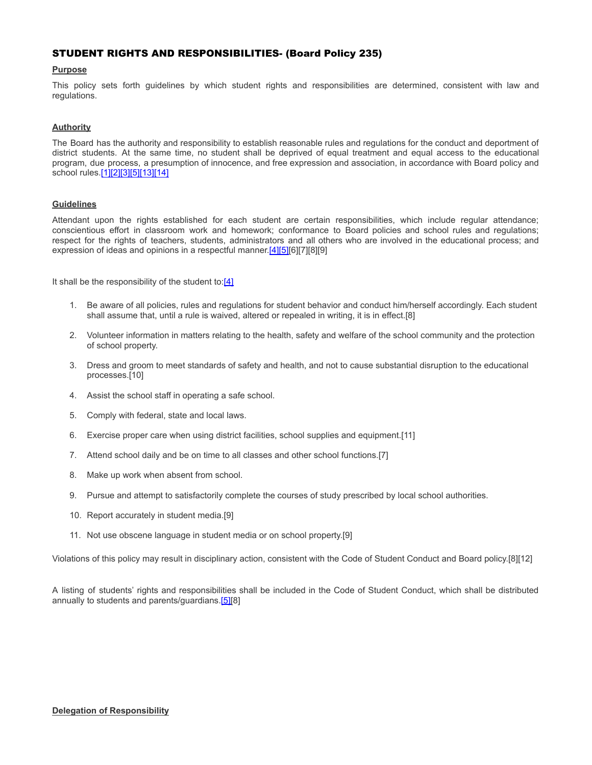## STUDENT RIGHTS AND RESPONSIBILITIES- (Board Policy 235)

**Purpose**

This policy sets forth guidelines by which student rights and responsibilities are determined, consistent with law and regulations.

**Authority**

The Board has the authority and responsibility to establish reasonable rules and regulations for the conduct and deportment of district students. At the same time, no student shall be deprived of equal treatment and equal access to the educational program, due process, a presumption of innocence, and free expression and association, in accordance with Board policy and school rules.[1][2][3][5][13][14]

**Guidelines**

Attendant upon the rights established for each student are certain responsibilities, which include regular attendance; conscientious effort in classroom work and homework; conformance to Board policies and school rules and regulations; respect for the rights of teachers, students, administrators and all others who are involved in the educational process; and expression of ideas and opinions in a respectful manner.[4][5][6][7][8][9]

It shall be the responsibility of the student to:[4]

1. Be aware of all policies, rules and regulations for student behavior and conduct him/herself accordingly. Each student shall assume that, until a rule is waived, altered or repealed in writing, it is in effect.[8]
2. Volunteer information in matters relating to the health, safety and welfare of the school community and the protection of school property.
3. Dress and groom to meet standards of safety and health, and not to cause substantial disruption to the educational processes.[10]
4. Assist the school staff in operating a safe school.
5. Comply with federal, state and local laws.
6. Exercise proper care when using district facilities, school supplies and equipment.[11]
7. Attend school daily and be on time to all classes and other school functions.[7]
8. Make up work when absent from school.
9. Pursue and attempt to satisfactorily complete the courses of study prescribed by local school authorities.
10. Report accurately in student media.[9]
11. Not use obscene language in student media or on school property.[9]

Violations of this policy may result in disciplinary action, consistent with the Code of Student Conduct and Board policy.[8][12]

A listing of students' rights and responsibilities shall be included in the Code of Student Conduct, which shall be distributed annually to students and parents/guardians.[5][8]

**Delegation of Responsibility**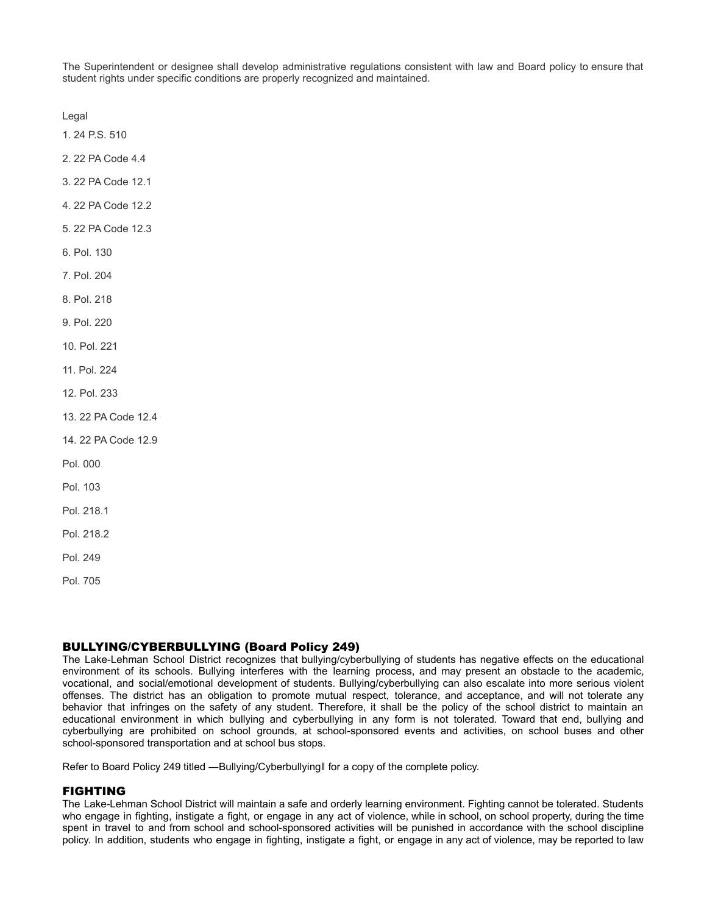The Superintendent or designee shall develop administrative regulations consistent with law and Board policy to ensure that student rights under specific conditions are properly recognized and maintained.

Legal

1. 24 P.S. 510
2. 22 PA Code 4.4
3. 22 PA Code 12.1
4. 22 PA Code 12.2
5. 22 PA Code 12.3
6. Pol. 130
7. Pol. 204
8. Pol. 218
9. Pol. 220
10. Pol. 221
11. Pol. 224
12. Pol. 233
13. 22 PA Code 12.4
14. 22 PA Code 12.9

Pol. 000

Pol. 103

Pol. 218.1

Pol. 218.2

Pol. 249

Pol. 705

## BULLYING/CYBERBULLYING (Board Policy 249)

The Lake-Lehman School District recognizes that bullying/cyberbullying of students has negative effects on the educational environment of its schools. Bullying interferes with the learning process, and may present an obstacle to the academic, vocational, and social/emotional development of students. Bullying/cyberbullying can also escalate into more serious violent offenses. The district has an obligation to promote mutual respect, tolerance, and acceptance, and will not tolerate any behavior that infringes on the safety of any student. Therefore, it shall be the policy of the school district to maintain an educational environment in which bullying and cyberbullying in any form is not tolerated. Toward that end, bullying and cyberbullying are prohibited on school grounds, at school-sponsored events and activities, on school buses and other school-sponsored transportation and at school bus stops.

Refer to Board Policy 249 titled ―Bullying/Cyberbullying‖ for a copy of the complete policy.

## FIGHTING

The Lake-Lehman School District will maintain a safe and orderly learning environment. Fighting cannot be tolerated. Students who engage in fighting, instigate a fight, or engage in any act of violence, while in school, on school property, during the time spent in travel to and from school and school-sponsored activities will be punished in accordance with the school discipline policy. In addition, students who engage in fighting, instigate a fight, or engage in any act of violence, may be reported to law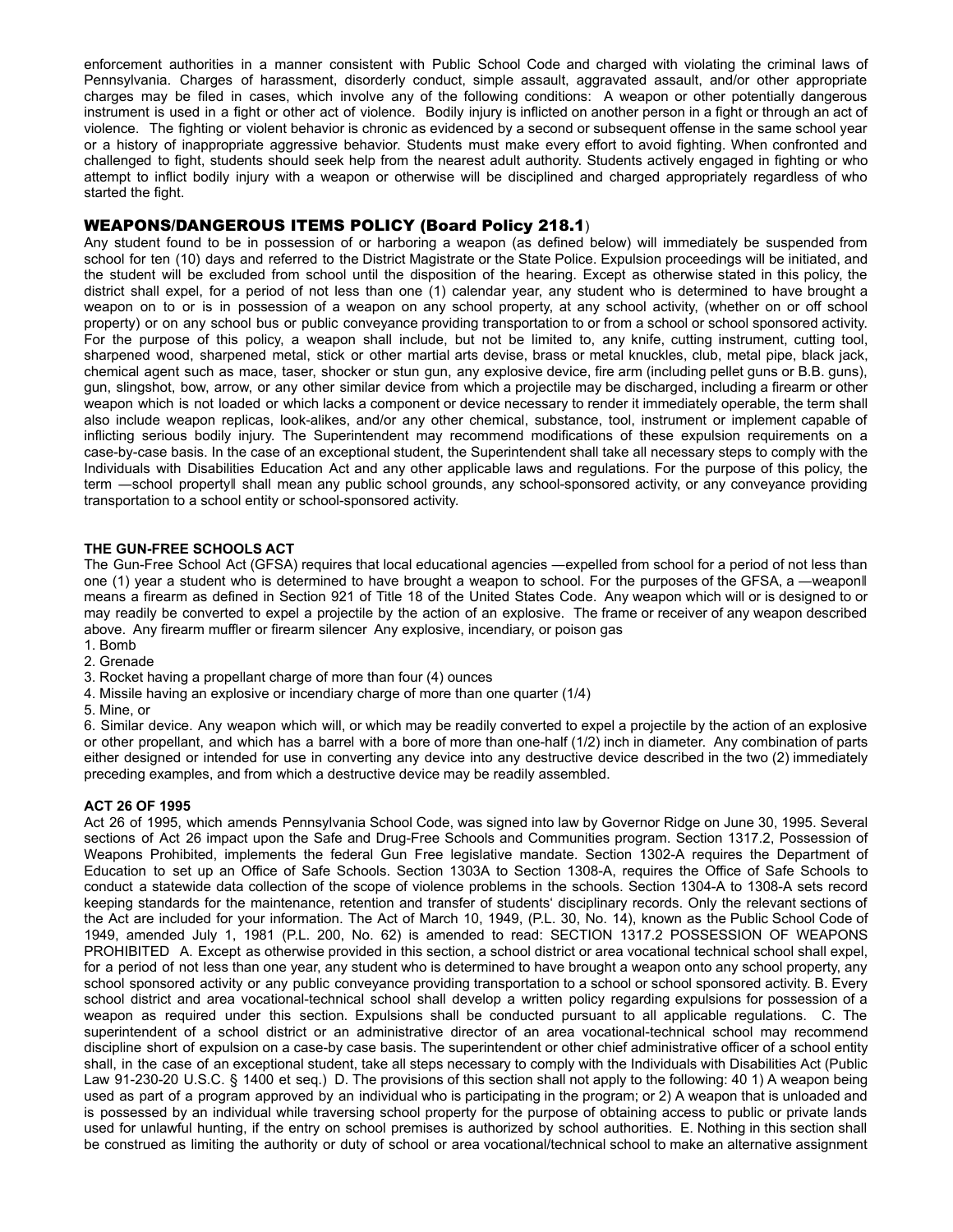enforcement authorities in a manner consistent with Public School Code and charged with violating the criminal laws of Pennsylvania. Charges of harassment, disorderly conduct, simple assault, aggravated assault, and/or other appropriate charges may be filed in cases, which involve any of the following conditions: A weapon or other potentially dangerous instrument is used in a fight or other act of violence. Bodily injury is inflicted on another person in a fight or through an act of violence. The fighting or violent behavior is chronic as evidenced by a second or subsequent offense in the same school year or a history of inappropriate aggressive behavior. Students must make every effort to avoid fighting. When confronted and challenged to fight, students should seek help from the nearest adult authority. Students actively engaged in fighting or who attempt to inflict bodily injury with a weapon or otherwise will be disciplined and charged appropriately regardless of who started the fight.

## WEAPONS/DANGEROUS ITEMS POLICY (Board Policy 218.1)

Any student found to be in possession of or harboring a weapon (as defined below) will immediately be suspended from school for ten (10) days and referred to the District Magistrate or the State Police. Expulsion proceedings will be initiated, and the student will be excluded from school until the disposition of the hearing. Except as otherwise stated in this policy, the district shall expel, for a period of not less than one (1) calendar year, any student who is determined to have brought a weapon on to or is in possession of a weapon on any school property, at any school activity, (whether on or off school property) or on any school bus or public conveyance providing transportation to or from a school or school sponsored activity. For the purpose of this policy, a weapon shall include, but not be limited to, any knife, cutting instrument, cutting tool, sharpened wood, sharpened metal, stick or other martial arts devise, brass or metal knuckles, club, metal pipe, black jack, chemical agent such as mace, taser, shocker or stun gun, any explosive device, fire arm (including pellet guns or B.B. guns), gun, slingshot, bow, arrow, or any other similar device from which a projectile may be discharged, including a firearm or other weapon which is not loaded or which lacks a component or device necessary to render it immediately operable, the term shall also include weapon replicas, look-alikes, and/or any other chemical, substance, tool, instrument or implement capable of inflicting serious bodily injury. The Superintendent may recommend modifications of these expulsion requirements on a case-by-case basis. In the case of an exceptional student, the Superintendent shall take all necessary steps to comply with the Individuals with Disabilities Education Act and any other applicable laws and regulations. For the purpose of this policy, the term ―school property‖ shall mean any public school grounds, any school-sponsored activity, or any conveyance providing transportation to a school entity or school-sponsored activity.

**THE GUN-FREE SCHOOLS ACT**

The Gun-Free School Act (GFSA) requires that local educational agencies ―expelled from school for a period of not less than one (1) year a student who is determined to have brought a weapon to school. For the purposes of the GFSA, a ―weapon‖ means a firearm as defined in Section 921 of Title 18 of the United States Code. Any weapon which will or is designed to or may readily be converted to expel a projectile by the action of an explosive. The frame or receiver of any weapon described above. Any firearm muffler or firearm silencer Any explosive, incendiary, or poison gas

1. Bomb
2. Grenade
3. Rocket having a propellant charge of more than four (4) ounces
4. Missile having an explosive or incendiary charge of more than one quarter (1/4)
5. Mine, or
6. Similar device. Any weapon which will, or which may be readily converted to expel a projectile by the action of an explosive or other propellant, and which has a barrel with a bore of more than one-half (1/2) inch in diameter. Any combination of parts either designed or intended for use in converting any device into any destructive device described in the two (2) immediately preceding examples, and from which a destructive device may be readily assembled.

**ACT 26 OF 1995**

Act 26 of 1995, which amends Pennsylvania School Code, was signed into law by Governor Ridge on June 30, 1995. Several sections of Act 26 impact upon the Safe and Drug-Free Schools and Communities program. Section 1317.2, Possession of Weapons Prohibited, implements the federal Gun Free legislative mandate. Section 1302-A requires the Department of Education to set up an Office of Safe Schools. Section 1303A to Section 1308-A, requires the Office of Safe Schools to conduct a statewide data collection of the scope of violence problems in the schools. Section 1304-A to 1308-A sets record keeping standards for the maintenance, retention and transfer of students' disciplinary records. Only the relevant sections of the Act are included for your information. The Act of March 10, 1949, (P.L. 30, No. 14), known as the Public School Code of 1949, amended July 1, 1981 (P.L. 200, No. 62) is amended to read: SECTION 1317.2 POSSESSION OF WEAPONS PROHIBITED A. Except as otherwise provided in this section, a school district or area vocational technical school shall expel, for a period of not less than one year, any student who is determined to have brought a weapon onto any school property, any school sponsored activity or any public conveyance providing transportation to a school or school sponsored activity. B. Every school district and area vocational-technical school shall develop a written policy regarding expulsions for possession of a weapon as required under this section. Expulsions shall be conducted pursuant to all applicable regulations. C. The superintendent of a school district or an administrative director of an area vocational-technical school may recommend discipline short of expulsion on a case-by case basis. The superintendent or other chief administrative officer of a school entity shall, in the case of an exceptional student, take all steps necessary to comply with the Individuals with Disabilities Act (Public Law 91-230-20 U.S.C. § 1400 et seq.) D. The provisions of this section shall not apply to the following: 40 1) A weapon being used as part of a program approved by an individual who is participating in the program; or 2) A weapon that is unloaded and is possessed by an individual while traversing school property for the purpose of obtaining access to public or private lands used for unlawful hunting, if the entry on school premises is authorized by school authorities. E. Nothing in this section shall be construed as limiting the authority or duty of school or area vocational/technical school to make an alternative assignment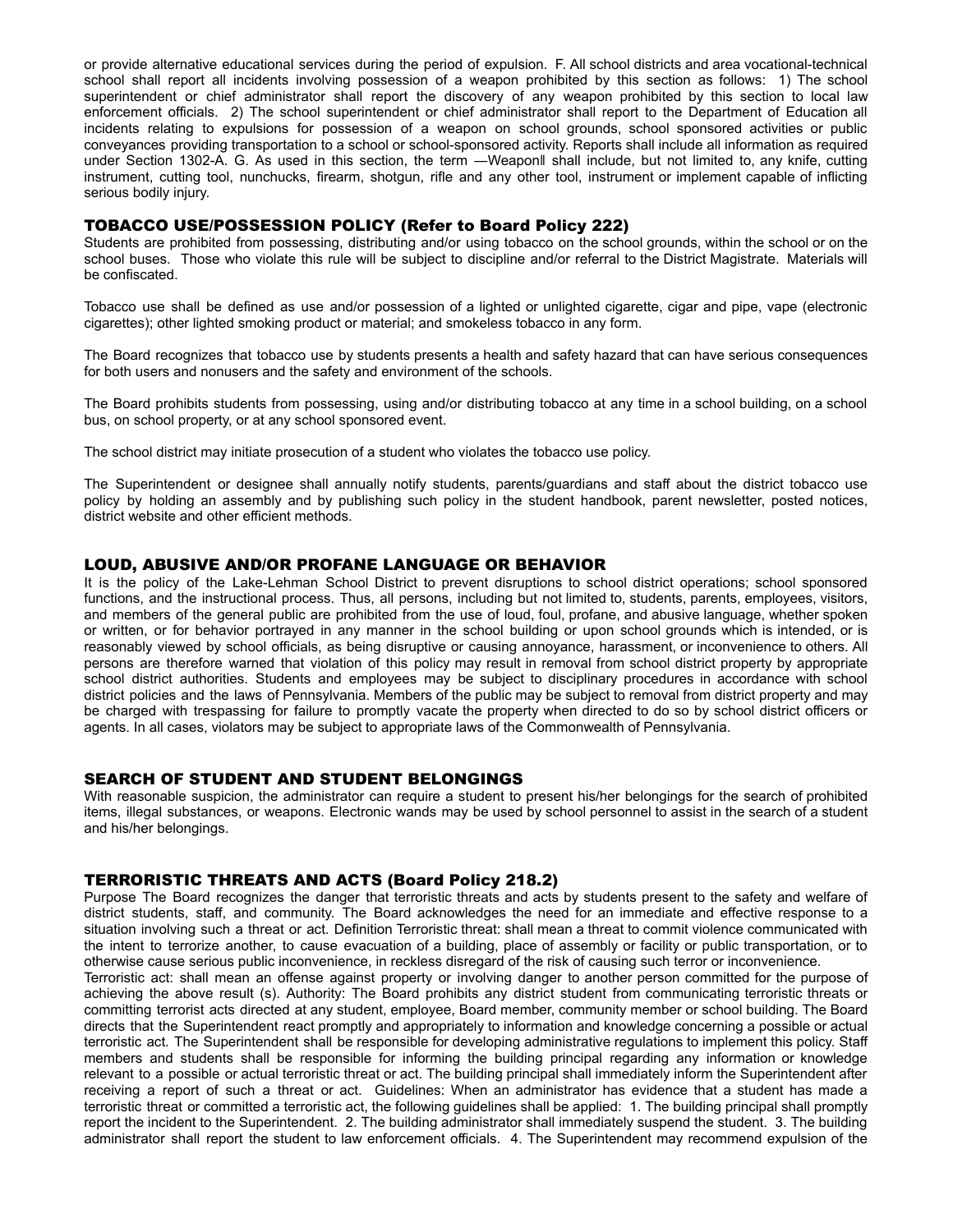or provide alternative educational services during the period of expulsion. F. All school districts and area vocational-technical school shall report all incidents involving possession of a weapon prohibited by this section as follows: 1) The school superintendent or chief administrator shall report the discovery of any weapon prohibited by this section to local law enforcement officials. 2) The school superintendent or chief administrator shall report to the Department of Education all incidents relating to expulsions for possession of a weapon on school grounds, school sponsored activities or public conveyances providing transportation to a school or school-sponsored activity. Reports shall include all information as required under Section 1302-A. G. As used in this section, the term ―Weapon‖ shall include, but not limited to, any knife, cutting instrument, cutting tool, nunchucks, firearm, shotgun, rifle and any other tool, instrument or implement capable of inflicting serious bodily injury.

## TOBACCO USE/POSSESSION POLICY (Refer to Board Policy 222)

Students are prohibited from possessing, distributing and/or using tobacco on the school grounds, within the school or on the school buses. Those who violate this rule will be subject to discipline and/or referral to the District Magistrate. Materials will be confiscated.

Tobacco use shall be defined as use and/or possession of a lighted or unlighted cigarette, cigar and pipe, vape (electronic cigarettes); other lighted smoking product or material; and smokeless tobacco in any form.

The Board recognizes that tobacco use by students presents a health and safety hazard that can have serious consequences for both users and nonusers and the safety and environment of the schools.

The Board prohibits students from possessing, using and/or distributing tobacco at any time in a school building, on a school bus, on school property, or at any school sponsored event.

The school district may initiate prosecution of a student who violates the tobacco use policy.

The Superintendent or designee shall annually notify students, parents/guardians and staff about the district tobacco use policy by holding an assembly and by publishing such policy in the student handbook, parent newsletter, posted notices, district website and other efficient methods.

## LOUD, ABUSIVE AND/OR PROFANE LANGUAGE OR BEHAVIOR

It is the policy of the Lake-Lehman School District to prevent disruptions to school district operations; school sponsored functions, and the instructional process. Thus, all persons, including but not limited to, students, parents, employees, visitors, and members of the general public are prohibited from the use of loud, foul, profane, and abusive language, whether spoken or written, or for behavior portrayed in any manner in the school building or upon school grounds which is intended, or is reasonably viewed by school officials, as being disruptive or causing annoyance, harassment, or inconvenience to others. All persons are therefore warned that violation of this policy may result in removal from school district property by appropriate school district authorities. Students and employees may be subject to disciplinary procedures in accordance with school district policies and the laws of Pennsylvania. Members of the public may be subject to removal from district property and may be charged with trespassing for failure to promptly vacate the property when directed to do so by school district officers or agents. In all cases, violators may be subject to appropriate laws of the Commonwealth of Pennsylvania.

## SEARCH OF STUDENT AND STUDENT BELONGINGS

With reasonable suspicion, the administrator can require a student to present his/her belongings for the search of prohibited items, illegal substances, or weapons. Electronic wands may be used by school personnel to assist in the search of a student and his/her belongings.

## TERRORISTIC THREATS AND ACTS (Board Policy 218.2)

Purpose The Board recognizes the danger that terroristic threats and acts by students present to the safety and welfare of district students, staff, and community. The Board acknowledges the need for an immediate and effective response to a situation involving such a threat or act. Definition Terroristic threat: shall mean a threat to commit violence communicated with the intent to terrorize another, to cause evacuation of a building, place of assembly or facility or public transportation, or to otherwise cause serious public inconvenience, in reckless disregard of the risk of causing such terror or inconvenience.
Terroristic act: shall mean an offense against property or involving danger to another person committed for the purpose of achieving the above result (s). Authority: The Board prohibits any district student from communicating terroristic threats or committing terrorist acts directed at any student, employee, Board member, community member or school building. The Board directs that the Superintendent react promptly and appropriately to information and knowledge concerning a possible or actual terroristic act. The Superintendent shall be responsible for developing administrative regulations to implement this policy. Staff members and students shall be responsible for informing the building principal regarding any information or knowledge relevant to a possible or actual terroristic threat or act. The building principal shall immediately inform the Superintendent after receiving a report of such a threat or act. Guidelines: When an administrator has evidence that a student has made a terroristic threat or committed a terroristic act, the following guidelines shall be applied: 1. The building principal shall promptly report the incident to the Superintendent. 2. The building administrator shall immediately suspend the student. 3. The building administrator shall report the student to law enforcement officials. 4. The Superintendent may recommend expulsion of the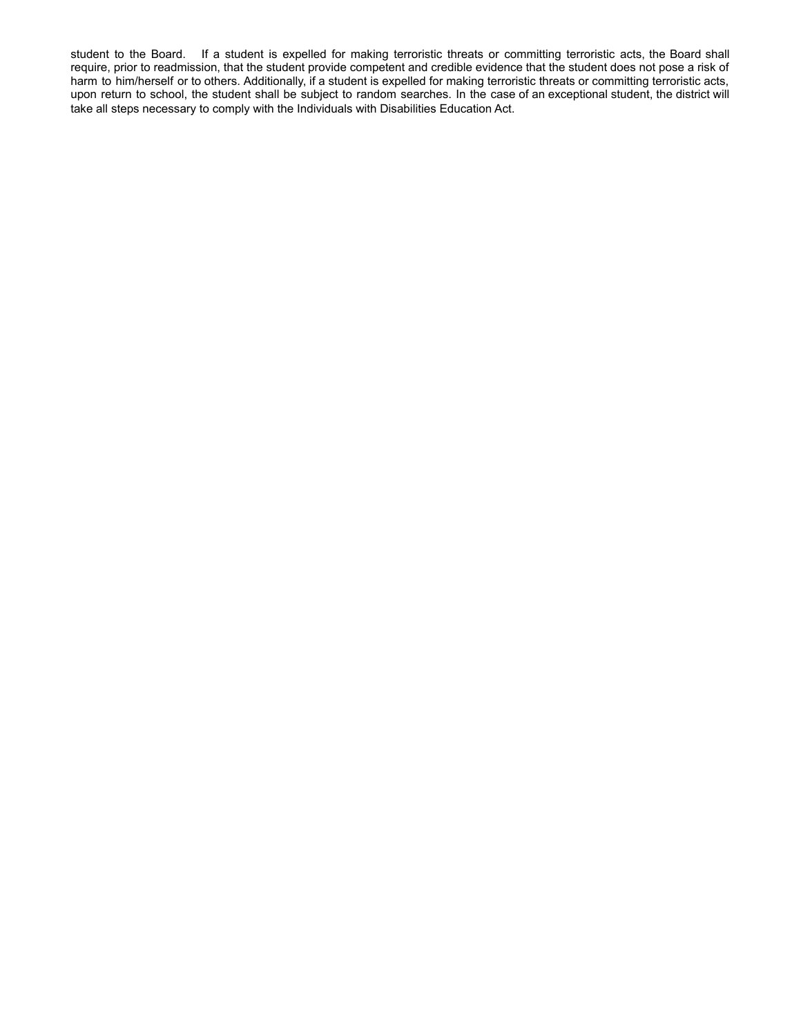student to the Board. If a student is expelled for making terroristic threats or committing terroristic acts, the Board shall require, prior to readmission, that the student provide competent and credible evidence that the student does not pose a risk of harm to him/herself or to others. Additionally, if a student is expelled for making terroristic threats or committing terroristic acts, upon return to school, the student shall be subject to random searches. In the case of an exceptional student, the district will take all steps necessary to comply with the Individuals with Disabilities Education Act.